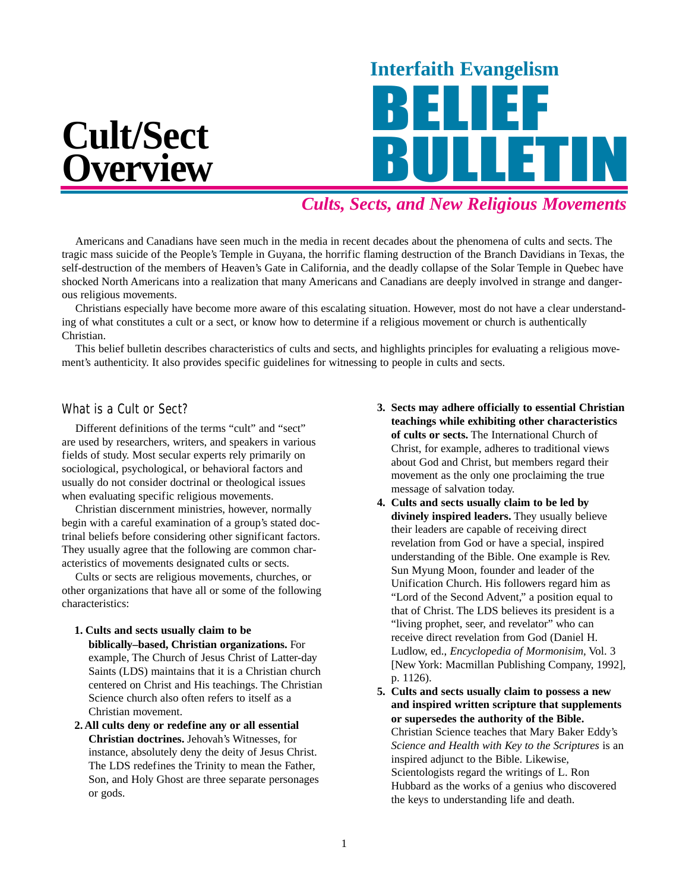# Cult/Sect Overview

**Interfaith Evangelism**

# BELIEF BULLETIN

***Cults, Sects, and New Religious Movements***

Americans and Canadians have seen much in the media in recent decades about the phenomena of cults and sects. The tragic mass suicide of the People's Temple in Guyana, the horrific flaming destruction of the Branch Davidians in Texas, the self-destruction of the members of Heaven's Gate in California, and the deadly collapse of the Solar Temple in Quebec have shocked North Americans into a realization that many Americans and Canadians are deeply involved in strange and dangerous religious movements.

Christians especially have become more aware of this escalating situation. However, most do not have a clear understanding of what constitutes a cult or a sect, or know how to determine if a religious movement or church is authentically Christian.

This belief bulletin describes characteristics of cults and sects, and highlights principles for evaluating a religious movement's authenticity. It also provides specific guidelines for witnessing to people in cults and sects.

## What is a Cult or Sect?

Different definitions of the terms "cult" and "sect" are used by researchers, writers, and speakers in various fields of study. Most secular experts rely primarily on sociological, psychological, or behavioral factors and usually do not consider doctrinal or theological issues when evaluating specific religious movements.

Christian discernment ministries, however, normally begin with a careful examination of a group's stated doctrinal beliefs before considering other significant factors. They usually agree that the following are common characteristics of movements designated cults or sects.

Cults or sects are religious movements, churches, or other organizations that have all or some of the following characteristics:

1. **Cults and sects usually claim to be biblically–based, Christian organizations.** For example, The Church of Jesus Christ of Latter-day Saints (LDS) maintains that it is a Christian church centered on Christ and His teachings. The Christian Science church also often refers to itself as a Christian movement.
2. **All cults deny or redefine any or all essential Christian doctrines.** Jehovah's Witnesses, for instance, absolutely deny the deity of Jesus Christ. The LDS redefines the Trinity to mean the Father, Son, and Holy Ghost are three separate personages or gods.
3. **Sects may adhere officially to essential Christian teachings while exhibiting other characteristics of cults or sects.** The International Church of Christ, for example, adheres to traditional views about God and Christ, but members regard their movement as the only one proclaiming the true message of salvation today.
4. **Cults and sects usually claim to be led by divinely inspired leaders.** They usually believe their leaders are capable of receiving direct revelation from God or have a special, inspired understanding of the Bible. One example is Rev. Sun Myung Moon, founder and leader of the Unification Church. His followers regard him as "Lord of the Second Advent," a position equal to that of Christ. The LDS believes its president is a "living prophet, seer, and revelator" who can receive direct revelation from God (Daniel H. Ludlow, ed., *Encyclopedia of Mormonisim,* Vol. 3 [New York: Macmillan Publishing Company, 1992], p. 1126).
5. **Cults and sects usually claim to possess a new and inspired written scripture that supplements or supersedes the authority of the Bible.** Christian Science teaches that Mary Baker Eddy's *Science and Health with Key to the Scriptures* is an inspired adjunct to the Bible. Likewise, Scientologists regard the writings of L. Ron Hubbard as the works of a genius who discovered the keys to understanding life and death.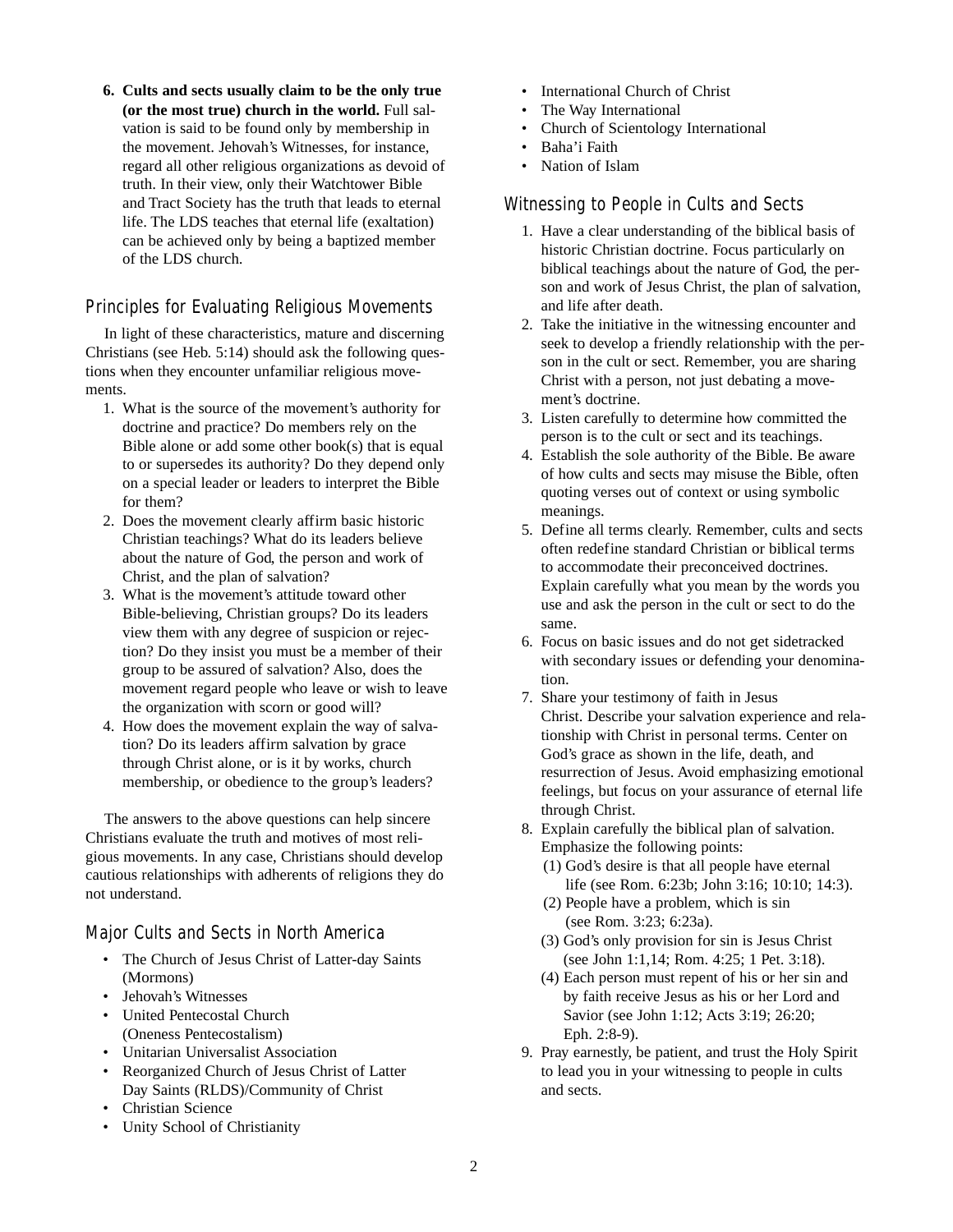6. **Cults and sects usually claim to be the only true (or the most true) church in the world.** Full salvation is said to be found only by membership in the movement. Jehovah's Witnesses, for instance, regard all other religious organizations as devoid of truth. In their view, only their Watchtower Bible and Tract Society has the truth that leads to eternal life. The LDS teaches that eternal life (exaltation) can be achieved only by being a baptized member of the LDS church.

## Principles for Evaluating Religious Movements

In light of these characteristics, mature and discerning Christians (see Heb. 5:14) should ask the following questions when they encounter unfamiliar religious movements.

1. What is the source of the movement's authority for doctrine and practice? Do members rely on the Bible alone or add some other book(s) that is equal to or supersedes its authority? Do they depend only on a special leader or leaders to interpret the Bible for them?
2. Does the movement clearly affirm basic historic Christian teachings? What do its leaders believe about the nature of God, the person and work of Christ, and the plan of salvation?
3. What is the movement's attitude toward other Bible-believing, Christian groups? Do its leaders view them with any degree of suspicion or rejection? Do they insist you must be a member of their group to be assured of salvation? Also, does the movement regard people who leave or wish to leave the organization with scorn or good will?
4. How does the movement explain the way of salvation? Do its leaders affirm salvation by grace through Christ alone, or is it by works, church membership, or obedience to the group's leaders?

The answers to the above questions can help sincere Christians evaluate the truth and motives of most religious movements. In any case, Christians should develop cautious relationships with adherents of religions they do not understand.

## Major Cults and Sects in North America

- The Church of Jesus Christ of Latter-day Saints (Mormons)
- Jehovah's Witnesses
- United Pentecostal Church (Oneness Pentecostalism)
- Unitarian Universalist Association
- Reorganized Church of Jesus Christ of Latter Day Saints (RLDS)/Community of Christ
- Christian Science
- Unity School of Christianity
- International Church of Christ
- The Way International
- Church of Scientology International
- Baha'i Faith
- Nation of Islam

## Witnessing to People in Cults and Sects

1. Have a clear understanding of the biblical basis of historic Christian doctrine. Focus particularly on biblical teachings about the nature of God, the person and work of Jesus Christ, the plan of salvation, and life after death.
2. Take the initiative in the witnessing encounter and seek to develop a friendly relationship with the person in the cult or sect. Remember, you are sharing Christ with a person, not just debating a movement's doctrine.
3. Listen carefully to determine how committed the person is to the cult or sect and its teachings.
4. Establish the sole authority of the Bible. Be aware of how cults and sects may misuse the Bible, often quoting verses out of context or using symbolic meanings.
5. Define all terms clearly. Remember, cults and sects often redefine standard Christian or biblical terms to accommodate their preconceived doctrines. Explain carefully what you mean by the words you use and ask the person in the cult or sect to do the same.
6. Focus on basic issues and do not get sidetracked with secondary issues or defending your denomination.
7. Share your testimony of faith in Jesus Christ. Describe your salvation experience and relationship with Christ in personal terms. Center on God's grace as shown in the life, death, and resurrection of Jesus. Avoid emphasizing emotional feelings, but focus on your assurance of eternal life through Christ.
8. Explain carefully the biblical plan of salvation. Emphasize the following points:
   (1) God's desire is that all people have eternal life (see Rom. 6:23b; John 3:16; 10:10; 14:3).
   (2) People have a problem, which is sin (see Rom. 3:23; 6:23a).
   (3) God's only provision for sin is Jesus Christ (see John 1:1,14; Rom. 4:25; 1 Pet. 3:18).
   (4) Each person must repent of his or her sin and by faith receive Jesus as his or her Lord and Savior (see John 1:12; Acts 3:19; 26:20; Eph. 2:8-9).
9. Pray earnestly, be patient, and trust the Holy Spirit to lead you in your witnessing to people in cults and sects.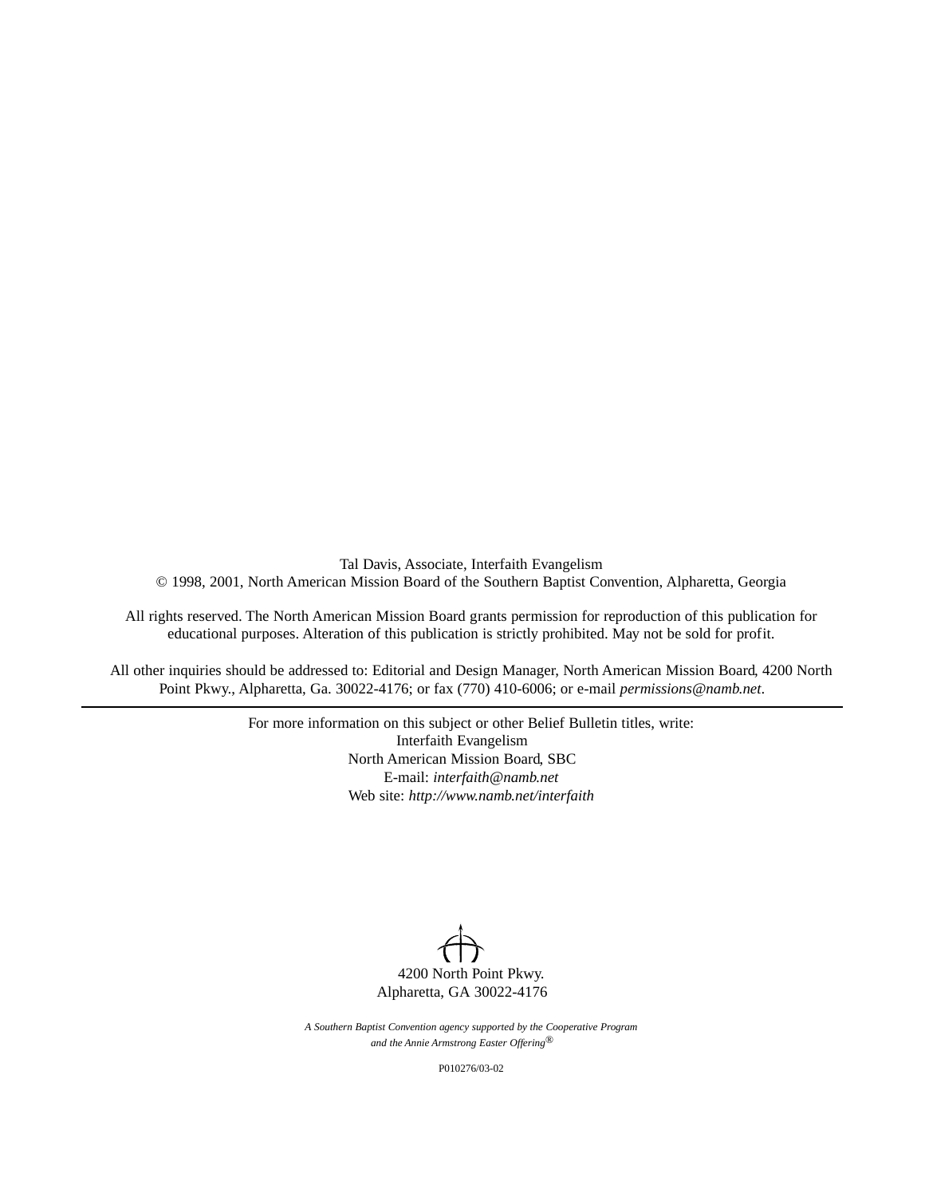Tal Davis, Associate, Interfaith Evangelism
© 1998, 2001, North American Mission Board of the Southern Baptist Convention, Alpharetta, Georgia

All rights reserved. The North American Mission Board grants permission for reproduction of this publication for educational purposes. Alteration of this publication is strictly prohibited. May not be sold for profit.

All other inquiries should be addressed to: Editorial and Design Manager, North American Mission Board, 4200 North Point Pkwy., Alpharetta, Ga. 30022-4176; or fax (770) 410-6006; or e-mail *permissions@namb.net*.

---

For more information on this subject or other Belief Bulletin titles, write:
Interfaith Evangelism
North American Mission Board, SBC
E-mail: *interfaith@namb.net*
Web site: *http://www.namb.net/interfaith*

4200 North Point Pkwy.
Alpharetta, GA 30022-4176

*A Southern Baptist Convention agency supported by the Cooperative Program and the Annie Armstrong Easter Offering®*

P010276/03-02